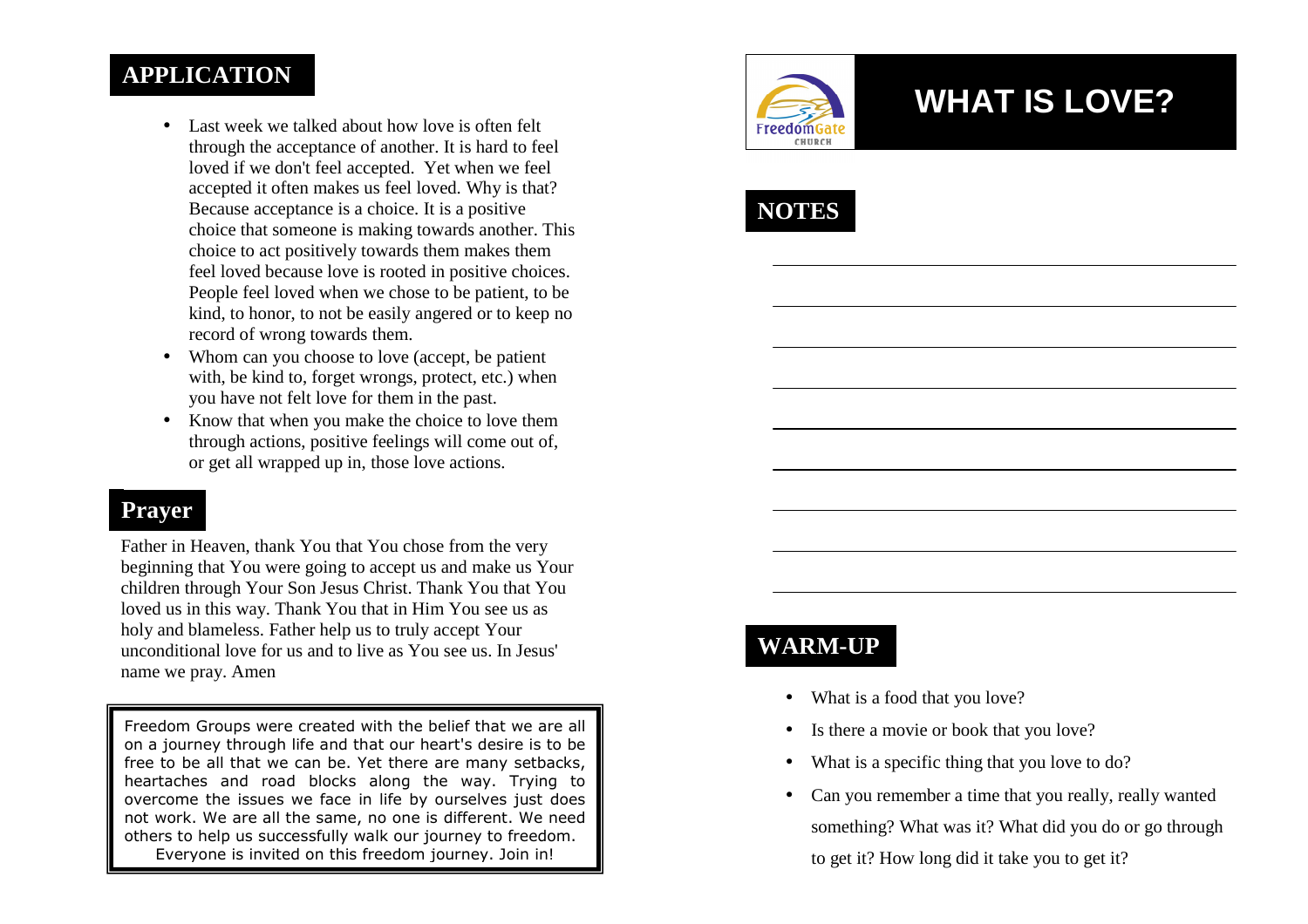## APPLICATION

- Last week we talked about how love is often felt through the acceptance of another. It is hard to feel loved if we don't feel accepted. Yet when we feel accepted it often makes us feel loved. Why is that? Because acceptance is a choice. It is a positive choice that someone is making towards another. This choice to act positively towards them makes them feel loved because love is rooted in positive choices. People feel loved when we chose to be patient, to be kind, to honor, to not be easily angered or to keep no record of wrong towards them.
- Whom can you choose to love (accept, be patient with, be kind to, forget wrongs, protect, etc.) when you have not felt love for them in the past.
- Know that when you make the choice to love them through actions, positive feelings will come out of, or get all wrapped up in, those love actions.

## Prayer

Father in Heaven, thank You that You chose from the very beginning that You were going to accept us and make us Your children through Your Son Jesus Christ. Thank You that You loved us in this way. Thank You that in Him You see us as holy and blameless. Father help us to truly accept Your unconditional love for us and to live as You see us. In Jesus' name we pray. Amen

Freedom Groups were created with the belief that we are all on a journey through life and that our heart's desire is to be free to be all that we can be. Yet there are many setbacks, heartaches and road blocks along the way. Trying to overcome the issues we face in life by ourselves just does not work. We are all the same, no one is different. We need others to help us successfully walk our journey to freedom. Everyone is invited on this freedom journey. Join in!

FreedomGate CHURCH

# WHAT IS LOVE?

## NOTES

## WARM-UP

- What is a food that you love?
- Is there a movie or book that you love?
- What is a specific thing that you love to do?
- Can you remember a time that you really, really wanted something? What was it? What did you do or go through to get it? How long did it take you to get it?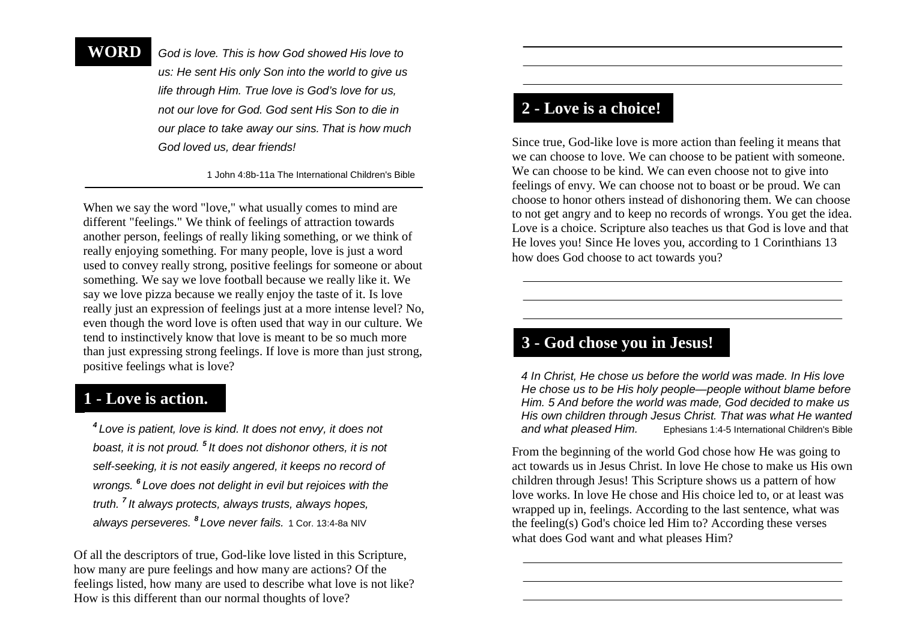**WORD**

*God is love. This is how God showed His love to us: He sent His only Son into the world to give us life through Him. True love is God's love for us, not our love for God. God sent His Son to die in our place to take away our sins. That is how much God loved us, dear friends!*

1 John 4:8b-11a The International Children's Bible

When we say the word "love," what usually comes to mind are different "feelings." We think of feelings of attraction towards another person, feelings of really liking something, or we think of really enjoying something. For many people, love is just a word used to convey really strong, positive feelings for someone or about something. We say we love football because we really like it. We say we love pizza because we really enjoy the taste of it. Is love really just an expression of feelings just at a more intense level? No, even though the word love is often used that way in our culture. We tend to instinctively know that love is meant to be so much more than just expressing strong feelings. If love is more than just strong, positive feelings what is love?

## 1 - Love is action.

*[4] Love is patient, love is kind. It does not envy, it does not boast, it is not proud. [5] It does not dishonor others, it is not self-seeking, it is not easily angered, it keeps no record of wrongs. [6] Love does not delight in evil but rejoices with the truth. [7] It always protects, always trusts, always hopes, always perseveres. [8] Love never fails.* 1 Cor. 13:4-8a NIV

Of all the descriptors of true, God-like love listed in this Scripture, how many are pure feelings and how many are actions? Of the feelings listed, how many are used to describe what love is not like? How is this different than our normal thoughts of love?

## 2 - Love is a choice!

Since true, God-like love is more action than feeling it means that we can choose to love. We can choose to be patient with someone. We can choose to be kind. We can even choose not to give into feelings of envy. We can choose not to boast or be proud. We can choose to honor others instead of dishonoring them. We can choose to not get angry and to keep no records of wrongs. You get the idea. Love is a choice. Scripture also teaches us that God is love and that He loves you! Since He loves you, according to 1 Corinthians 13 how does God choose to act towards you?

## 3 - God chose you in Jesus!

*4 In Christ, He chose us before the world was made. In His love He chose us to be His holy people—people without blame before Him. 5 And before the world was made, God decided to make us His own children through Jesus Christ. That was what He wanted and what pleased Him.* Ephesians 1:4-5 International Children's Bible

From the beginning of the world God chose how He was going to act towards us in Jesus Christ. In love He chose to make us His own children through Jesus! This Scripture shows us a pattern of how love works. In love He chose and His choice led to, or at least was wrapped up in, feelings. According to the last sentence, what was the feeling(s) God's choice led Him to? According these verses what does God want and what pleases Him?